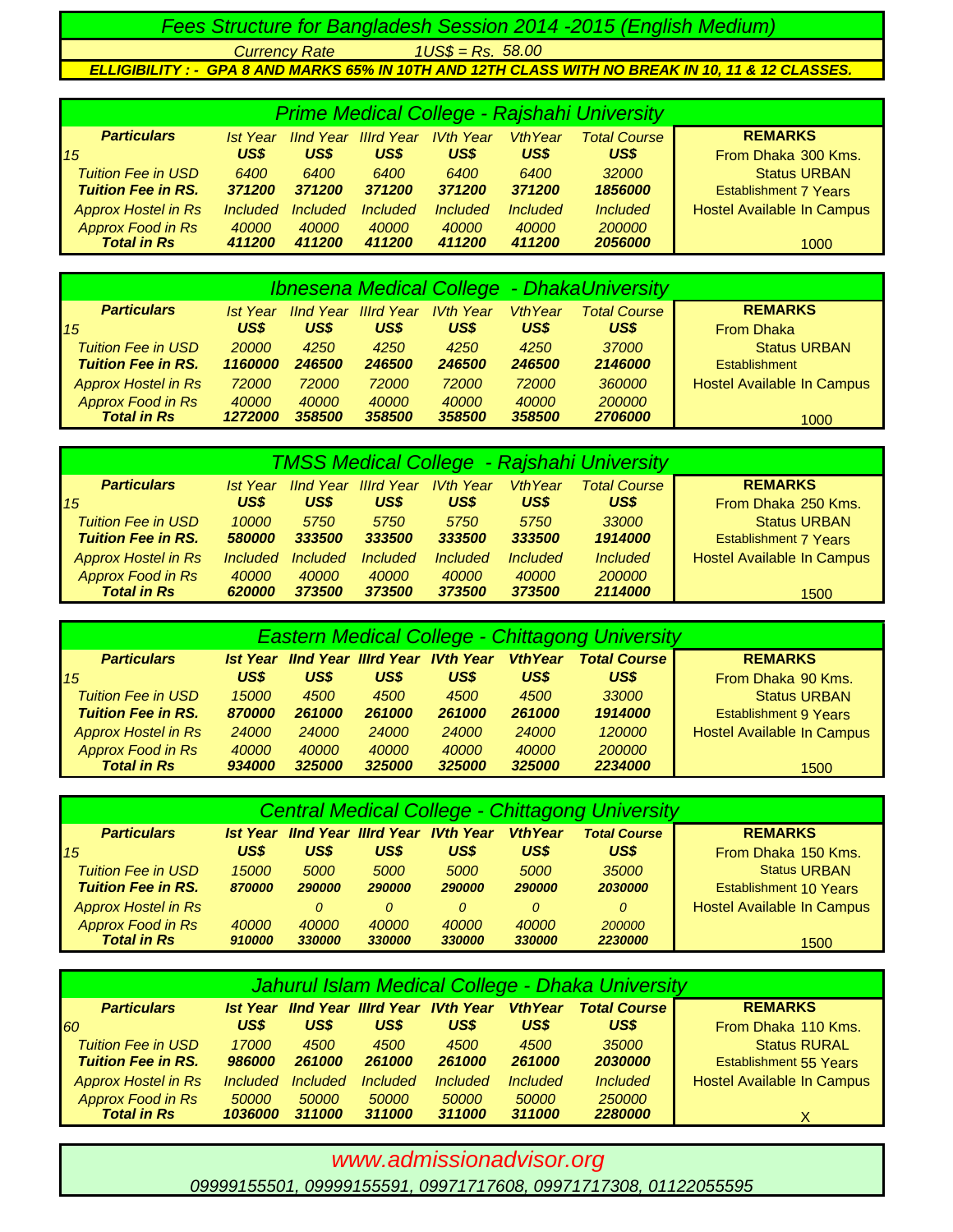# Fees Structure for Bangladesh Session 2014 -2015 (English Medium)

Currency Rate 1US$ = Rs. 58.00

**ELLIGIBILITY : - GPA 8 AND MARKS 65% IN 10TH AND 12TH CLASS WITH NO BREAK IN 10, 11 & 12 CLASSES.**

## Prime Medical College - Rajshahi University

| Particulars | Ist Year | IInd Year | IIIrd Year | IVth Year | VthYear | Total Course | REMARKS |
|---|---|---|---|---|---|---|---|
| 15 | US$ | US$ | US$ | US$ | US$ | US$ | From Dhaka 300 Kms. |
| Tuition Fee in USD | 6400 | 6400 | 6400 | 6400 | 6400 | 32000 | Status URBAN |
| **Tuition Fee in RS.** | **371200** | **371200** | **371200** | **371200** | **371200** | **1856000** | Establishment 7 Years |
| Approx Hostel in Rs | Included | Included | Included | Included | Included | Included | Hostel Available In Campus |
| Approx Food in Rs | 40000 | 40000 | 40000 | 40000 | 40000 | 200000 | |
| **Total in Rs** | **411200** | **411200** | **411200** | **411200** | **411200** | **2056000** | 1000 |

## Ibnesena Medical College - DhakaUniversity

| Particulars | Ist Year | IInd Year | IIIrd Year | IVth Year | VthYear | Total Course | REMARKS |
|---|---|---|---|---|---|---|---|
| 15 | US$ | US$ | US$ | US$ | US$ | US$ | From Dhaka |
| Tuition Fee in USD | 20000 | 4250 | 4250 | 4250 | 4250 | 37000 | Status URBAN |
| **Tuition Fee in RS.** | **1160000** | **246500** | **246500** | **246500** | **246500** | **2146000** | Establishment |
| Approx Hostel in Rs | 72000 | 72000 | 72000 | 72000 | 72000 | 360000 | Hostel Available In Campus |
| Approx Food in Rs | 40000 | 40000 | 40000 | 40000 | 40000 | 200000 | |
| **Total in Rs** | **1272000** | **358500** | **358500** | **358500** | **358500** | **2706000** | 1000 |

## TMSS Medical College - Rajshahi University

| Particulars | Ist Year | IInd Year | IIIrd Year | IVth Year | VthYear | Total Course | REMARKS |
|---|---|---|---|---|---|---|---|
| 15 | US$ | US$ | US$ | US$ | US$ | US$ | From Dhaka 250 Kms. |
| Tuition Fee in USD | 10000 | 5750 | 5750 | 5750 | 5750 | 33000 | Status URBAN |
| **Tuition Fee in RS.** | **580000** | **333500** | **333500** | **333500** | **333500** | **1914000** | Establishment 7 Years |
| Approx Hostel in Rs | Included | Included | Included | Included | Included | Included | Hostel Available In Campus |
| Approx Food in Rs | 40000 | 40000 | 40000 | 40000 | 40000 | 200000 | |
| **Total in Rs** | **620000** | **373500** | **373500** | **373500** | **373500** | **2114000** | 1500 |

## Eastern Medical College - Chittagong University

| Particulars | Ist Year | IInd Year | IIIrd Year | IVth Year | VthYear | Total Course | REMARKS |
|---|---|---|---|---|---|---|---|
| 15 | US$ | US$ | US$ | US$ | US$ | US$ | From Dhaka 90 Kms. |
| Tuition Fee in USD | 15000 | 4500 | 4500 | 4500 | 4500 | 33000 | Status URBAN |
| **Tuition Fee in RS.** | **870000** | **261000** | **261000** | **261000** | **261000** | **1914000** | Establishment 9 Years |
| Approx Hostel in Rs | 24000 | 24000 | 24000 | 24000 | 24000 | 120000 | Hostel Available In Campus |
| Approx Food in Rs | 40000 | 40000 | 40000 | 40000 | 40000 | 200000 | |
| **Total in Rs** | **934000** | **325000** | **325000** | **325000** | **325000** | **2234000** | 1500 |

## Central Medical College - Chittagong University

| Particulars | Ist Year | IInd Year | IIIrd Year | IVth Year | VthYear | Total Course | REMARKS |
|---|---|---|---|---|---|---|---|
| 15 | US$ | US$ | US$ | US$ | US$ | US$ | From Dhaka 150 Kms. |
| Tuition Fee in USD | 15000 | 5000 | 5000 | 5000 | 5000 | 35000 | Status URBAN |
| **Tuition Fee in RS.** | **870000** | **290000** | **290000** | **290000** | **290000** | **2030000** | Establishment 10 Years |
| Approx Hostel in Rs | | 0 | 0 | 0 | 0 | 0 | Hostel Available In Campus |
| Approx Food in Rs | 40000 | 40000 | 40000 | 40000 | 40000 | 200000 | |
| **Total in Rs** | **910000** | **330000** | **330000** | **330000** | **330000** | **2230000** | 1500 |

## Jahurul Islam Medical College - Dhaka University

| Particulars | Ist Year | IInd Year | IIIrd Year | IVth Year | VthYear | Total Course | REMARKS |
|---|---|---|---|---|---|---|---|
| 60 | US$ | US$ | US$ | US$ | US$ | US$ | From Dhaka 110 Kms. |
| Tuition Fee in USD | 17000 | 4500 | 4500 | 4500 | 4500 | 35000 | Status RURAL |
| **Tuition Fee in RS.** | **986000** | **261000** | **261000** | **261000** | **261000** | **2030000** | Establishment 55 Years |
| Approx Hostel in Rs | Included | Included | Included | Included | Included | Included | Hostel Available In Campus |
| Approx Food in Rs | 50000 | 50000 | 50000 | 50000 | 50000 | 250000 | |
| **Total in Rs** | **1036000** | **311000** | **311000** | **311000** | **311000** | **2280000** | X |

www.admissionadvisor.org

09999155501, 09999155591, 09971717608, 09971717308, 01122055595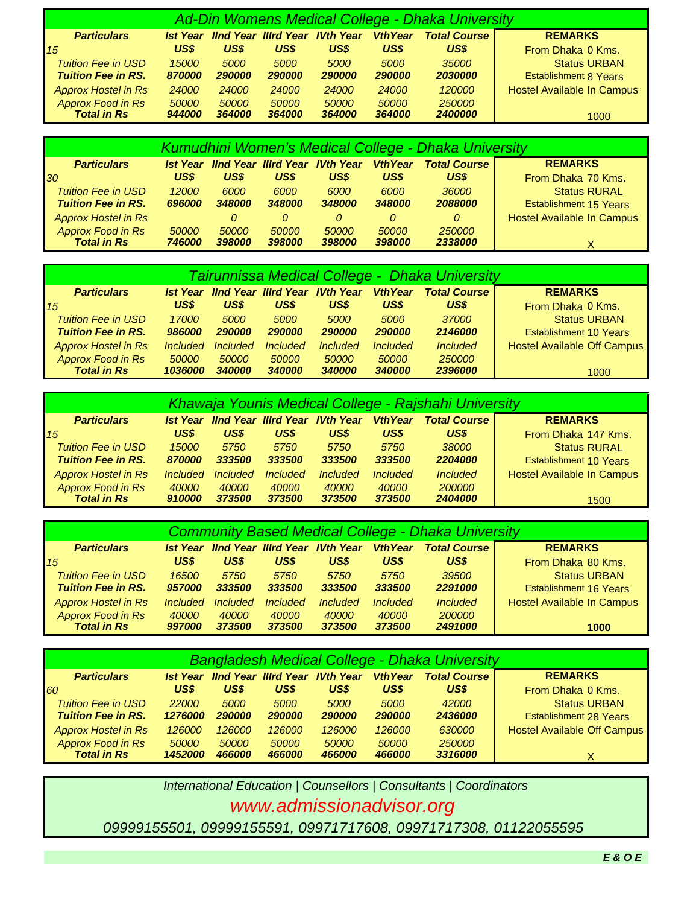## Ad-Din Womens Medical College - Dhaka University

| Particulars | Ist Year | IInd Year | IIIrd Year | IVth Year | VthYear | Total Course | REMARKS |
|---|---|---|---|---|---|---|---|
| 15 | US$ | US$ | US$ | US$ | US$ | US$ | From Dhaka 0 Kms. |
| Tuition Fee in USD | 15000 | 5000 | 5000 | 5000 | 5000 | 35000 | Status URBAN |
| **Tuition Fee in RS.** | **870000** | **290000** | **290000** | **290000** | **290000** | **2030000** | Establishment 8 Years |
| Approx Hostel in Rs | 24000 | 24000 | 24000 | 24000 | 24000 | 120000 | Hostel Available In Campus |
| Approx Food in Rs | 50000 | 50000 | 50000 | 50000 | 50000 | 250000 | |
| **Total in Rs** | **944000** | **364000** | **364000** | **364000** | **364000** | **2400000** | 1000 |

## Kumudhini Women's Medical College - Dhaka University

| Particulars | Ist Year | IInd Year | IIIrd Year | IVth Year | VthYear | Total Course | REMARKS |
|---|---|---|---|---|---|---|---|
| 30 | US$ | US$ | US$ | US$ | US$ | US$ | From Dhaka 70 Kms. |
| Tuition Fee in USD | 12000 | 6000 | 6000 | 6000 | 6000 | 36000 | Status RURAL |
| **Tuition Fee in RS.** | **696000** | **348000** | **348000** | **348000** | **348000** | **2088000** | Establishment 15 Years |
| Approx Hostel in Rs | | 0 | 0 | 0 | 0 | 0 | Hostel Available In Campus |
| Approx Food in Rs | 50000 | 50000 | 50000 | 50000 | 50000 | 250000 | |
| **Total in Rs** | **746000** | **398000** | **398000** | **398000** | **398000** | **2338000** | X |

## Tairunnissa Medical College - Dhaka University

| Particulars | Ist Year | IInd Year | IIIrd Year | IVth Year | VthYear | Total Course | REMARKS |
|---|---|---|---|---|---|---|---|
| 15 | US$ | US$ | US$ | US$ | US$ | US$ | From Dhaka 0 Kms. |
| Tuition Fee in USD | 17000 | 5000 | 5000 | 5000 | 5000 | 37000 | Status URBAN |
| **Tuition Fee in RS.** | **986000** | **290000** | **290000** | **290000** | **290000** | **2146000** | Establishment 10 Years |
| Approx Hostel in Rs | Included | Included | Included | Included | Included | Included | Hostel Available Off Campus |
| Approx Food in Rs | 50000 | 50000 | 50000 | 50000 | 50000 | 250000 | |
| **Total in Rs** | **1036000** | **340000** | **340000** | **340000** | **340000** | **2396000** | 1000 |

## Khawaja Younis Medical College - Rajshahi University

| Particulars | Ist Year | IInd Year | IIIrd Year | IVth Year | VthYear | Total Course | REMARKS |
|---|---|---|---|---|---|---|---|
| 15 | US$ | US$ | US$ | US$ | US$ | US$ | From Dhaka 147 Kms. |
| Tuition Fee in USD | 15000 | 5750 | 5750 | 5750 | 5750 | 38000 | Status RURAL |
| **Tuition Fee in RS.** | **870000** | **333500** | **333500** | **333500** | **333500** | **2204000** | Establishment 10 Years |
| Approx Hostel in Rs | Included | Included | Included | Included | Included | Included | Hostel Available In Campus |
| Approx Food in Rs | 40000 | 40000 | 40000 | 40000 | 40000 | 200000 | |
| **Total in Rs** | **910000** | **373500** | **373500** | **373500** | **373500** | **2404000** | 1500 |

## Community Based Medical College - Dhaka University

| Particulars | Ist Year | IInd Year | IIIrd Year | IVth Year | VthYear | Total Course | REMARKS |
|---|---|---|---|---|---|---|---|
| 15 | US$ | US$ | US$ | US$ | US$ | US$ | From Dhaka 80 Kms. |
| Tuition Fee in USD | 16500 | 5750 | 5750 | 5750 | 5750 | 39500 | Status URBAN |
| **Tuition Fee in RS.** | **957000** | **333500** | **333500** | **333500** | **333500** | **2291000** | Establishment 16 Years |
| Approx Hostel in Rs | Included | Included | Included | Included | Included | Included | Hostel Available In Campus |
| Approx Food in Rs | 40000 | 40000 | 40000 | 40000 | 40000 | 200000 | |
| **Total in Rs** | **997000** | **373500** | **373500** | **373500** | **373500** | **2491000** | **1000** |

## Bangladesh Medical College - Dhaka University

| Particulars | Ist Year | IInd Year | IIIrd Year | IVth Year | VthYear | Total Course | REMARKS |
|---|---|---|---|---|---|---|---|
| 60 | US$ | US$ | US$ | US$ | US$ | US$ | From Dhaka 0 Kms. |
| Tuition Fee in USD | 22000 | 5000 | 5000 | 5000 | 5000 | 42000 | Status URBAN |
| **Tuition Fee in RS.** | **1276000** | **290000** | **290000** | **290000** | **290000** | **2436000** | Establishment 28 Years |
| Approx Hostel in Rs | 126000 | 126000 | 126000 | 126000 | 126000 | 630000 | Hostel Available Off Campus |
| Approx Food in Rs | 50000 | 50000 | 50000 | 50000 | 50000 | 250000 | |
| **Total in Rs** | **1452000** | **466000** | **466000** | **466000** | **466000** | **3316000** | X |

*International Education | Counsellors | Consultants | Coordinators*

*www.admissionadvisor.org*

*09999155501, 09999155591, 09971717608, 09971717308, 01122055595*

***E & O E***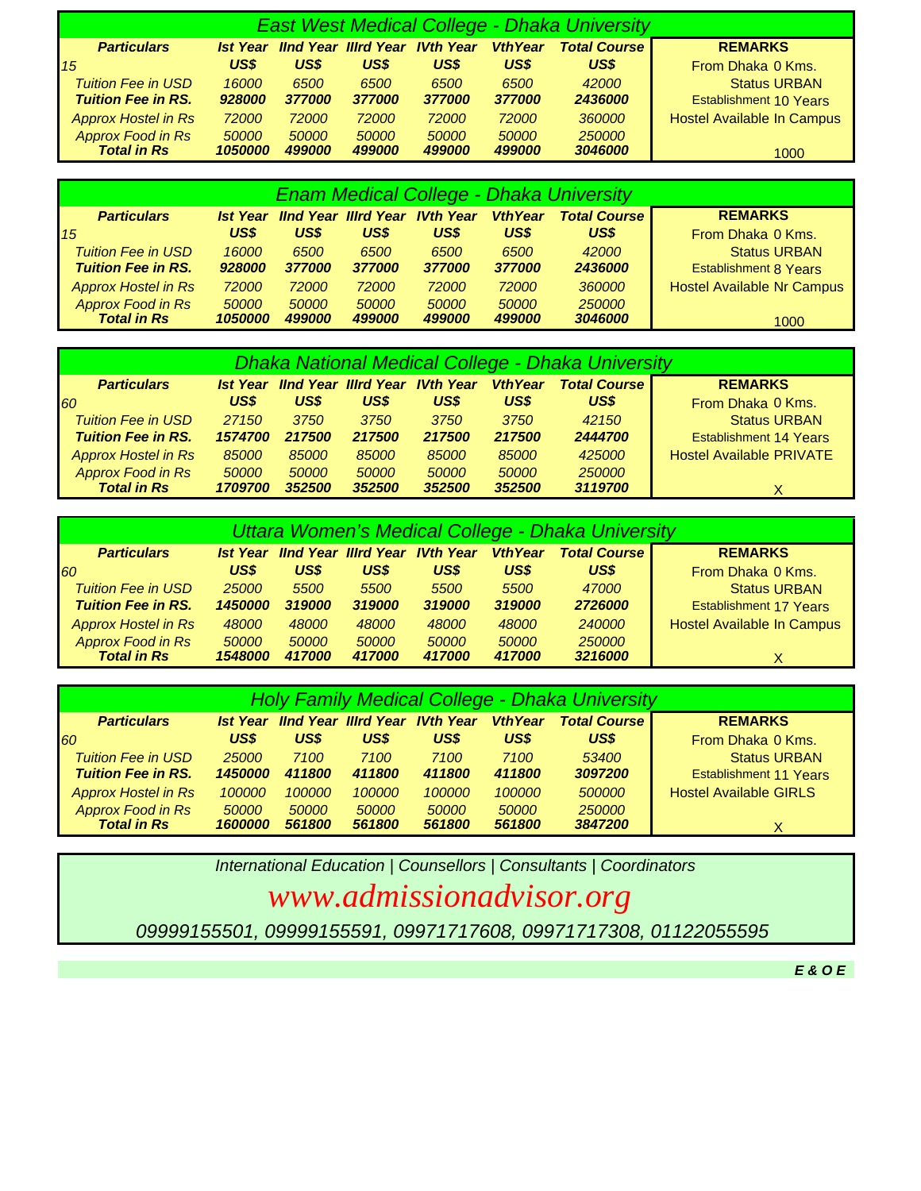## East West Medical College - Dhaka University

| Particulars | Ist Year | IInd Year | IIIrd Year | IVth Year | VthYear | Total Course | REMARKS |
|---|---|---|---|---|---|---|---|
| 15 | US$ | US$ | US$ | US$ | US$ | US$ | From Dhaka 0 Kms. |
| Tuition Fee in USD | 16000 | 6500 | 6500 | 6500 | 6500 | 42000 | Status URBAN |
| **Tuition Fee in RS.** | **928000** | **377000** | **377000** | **377000** | **377000** | **2436000** | Establishment 10 Years |
| Approx Hostel in Rs | 72000 | 72000 | 72000 | 72000 | 72000 | 360000 | Hostel Available In Campus |
| Approx Food in Rs | 50000 | 50000 | 50000 | 50000 | 50000 | 250000 | |
| **Total in Rs** | **1050000** | **499000** | **499000** | **499000** | **499000** | **3046000** | 1000 |

## Enam Medical College - Dhaka University

| Particulars | Ist Year | IInd Year | IIIrd Year | IVth Year | VthYear | Total Course | REMARKS |
|---|---|---|---|---|---|---|---|
| 15 | US$ | US$ | US$ | US$ | US$ | US$ | From Dhaka 0 Kms. |
| Tuition Fee in USD | 16000 | 6500 | 6500 | 6500 | 6500 | 42000 | Status URBAN |
| **Tuition Fee in RS.** | **928000** | **377000** | **377000** | **377000** | **377000** | **2436000** | Establishment 8 Years |
| Approx Hostel in Rs | 72000 | 72000 | 72000 | 72000 | 72000 | 360000 | Hostel Available Nr Campus |
| Approx Food in Rs | 50000 | 50000 | 50000 | 50000 | 50000 | 250000 | |
| **Total in Rs** | **1050000** | **499000** | **499000** | **499000** | **499000** | **3046000** | 1000 |

## Dhaka National Medical College - Dhaka University

| Particulars | Ist Year | IInd Year | IIIrd Year | IVth Year | VthYear | Total Course | REMARKS |
|---|---|---|---|---|---|---|---|
| 60 | US$ | US$ | US$ | US$ | US$ | US$ | From Dhaka 0 Kms. |
| Tuition Fee in USD | 27150 | 3750 | 3750 | 3750 | 3750 | 42150 | Status URBAN |
| **Tuition Fee in RS.** | **1574700** | **217500** | **217500** | **217500** | **217500** | **2444700** | Establishment 14 Years |
| Approx Hostel in Rs | 85000 | 85000 | 85000 | 85000 | 85000 | 425000 | Hostel Available PRIVATE |
| Approx Food in Rs | 50000 | 50000 | 50000 | 50000 | 50000 | 250000 | |
| **Total in Rs** | **1709700** | **352500** | **352500** | **352500** | **352500** | **3119700** | X |

## Uttara Women's Medical College - Dhaka University

| Particulars | Ist Year | IInd Year | IIIrd Year | IVth Year | VthYear | Total Course | REMARKS |
|---|---|---|---|---|---|---|---|
| 60 | US$ | US$ | US$ | US$ | US$ | US$ | From Dhaka 0 Kms. |
| Tuition Fee in USD | 25000 | 5500 | 5500 | 5500 | 5500 | 47000 | Status URBAN |
| **Tuition Fee in RS.** | **1450000** | **319000** | **319000** | **319000** | **319000** | **2726000** | Establishment 17 Years |
| Approx Hostel in Rs | 48000 | 48000 | 48000 | 48000 | 48000 | 240000 | Hostel Available In Campus |
| Approx Food in Rs | 50000 | 50000 | 50000 | 50000 | 50000 | 250000 | |
| **Total in Rs** | **1548000** | **417000** | **417000** | **417000** | **417000** | **3216000** | X |

## Holy Family Medical College - Dhaka University

| Particulars | Ist Year | IInd Year | IIIrd Year | IVth Year | VthYear | Total Course | REMARKS |
|---|---|---|---|---|---|---|---|
| 60 | US$ | US$ | US$ | US$ | US$ | US$ | From Dhaka 0 Kms. |
| Tuition Fee in USD | 25000 | 7100 | 7100 | 7100 | 7100 | 53400 | Status URBAN |
| **Tuition Fee in RS.** | **1450000** | **411800** | **411800** | **411800** | **411800** | **3097200** | Establishment 11 Years |
| Approx Hostel in Rs | 100000 | 100000 | 100000 | 100000 | 100000 | 500000 | Hostel Available GIRLS |
| Approx Food in Rs | 50000 | 50000 | 50000 | 50000 | 50000 | 250000 | |
| **Total in Rs** | **1600000** | **561800** | **561800** | **561800** | **561800** | **3847200** | X |

*International Education | Counsellors | Consultants | Coordinators*

*www.admissionadvisor.org*

*09999155501, 09999155591, 09971717608, 09971717308, 01122055595*

**E & O E**